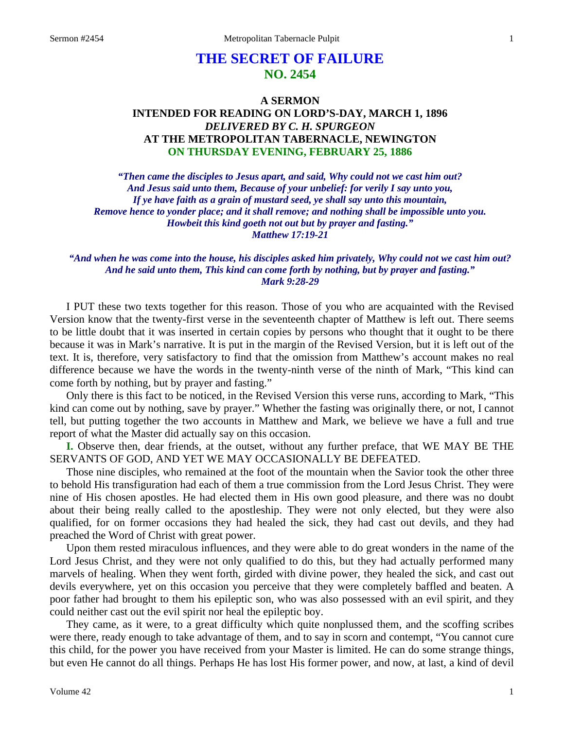# THE SECRET OF FAILURE
## NO. 2454

### A SERMON
### INTENDED FOR READING ON LORD'S-DAY, MARCH 1, 1896
### *DELIVERED BY C. H. SPURGEON*
### AT THE METROPOLITAN TABERNACLE, NEWINGTON
### ON THURSDAY EVENING, FEBRUARY 25, 1886

*"Then came the disciples to Jesus apart, and said, Why could not we cast him out? And Jesus said unto them, Because of your unbelief: for verily I say unto you, If ye have faith as a grain of mustard seed, ye shall say unto this mountain, Remove hence to yonder place; and it shall remove; and nothing shall be impossible unto you. Howbeit this kind goeth not out but by prayer and fasting." Matthew 17:19-21*

*"And when he was come into the house, his disciples asked him privately, Why could not we cast him out? And he said unto them, This kind can come forth by nothing, but by prayer and fasting." Mark 9:28-29*

I PUT these two texts together for this reason. Those of you who are acquainted with the Revised Version know that the twenty-first verse in the seventeenth chapter of Matthew is left out. There seems to be little doubt that it was inserted in certain copies by persons who thought that it ought to be there because it was in Mark's narrative. It is put in the margin of the Revised Version, but it is left out of the text. It is, therefore, very satisfactory to find that the omission from Matthew's account makes no real difference because we have the words in the twenty-ninth verse of the ninth of Mark, "This kind can come forth by nothing, but by prayer and fasting."

Only there is this fact to be noticed, in the Revised Version this verse runs, according to Mark, "This kind can come out by nothing, save by prayer." Whether the fasting was originally there, or not, I cannot tell, but putting together the two accounts in Matthew and Mark, we believe we have a full and true report of what the Master did actually say on this occasion.

**I.** Observe then, dear friends, at the outset, without any further preface, that WE MAY BE THE SERVANTS OF GOD, AND YET WE MAY OCCASIONALLY BE DEFEATED.

Those nine disciples, who remained at the foot of the mountain when the Savior took the other three to behold His transfiguration had each of them a true commission from the Lord Jesus Christ. They were nine of His chosen apostles. He had elected them in His own good pleasure, and there was no doubt about their being really called to the apostleship. They were not only elected, but they were also qualified, for on former occasions they had healed the sick, they had cast out devils, and they had preached the Word of Christ with great power.

Upon them rested miraculous influences, and they were able to do great wonders in the name of the Lord Jesus Christ, and they were not only qualified to do this, but they had actually performed many marvels of healing. When they went forth, girded with divine power, they healed the sick, and cast out devils everywhere, yet on this occasion you perceive that they were completely baffled and beaten. A poor father had brought to them his epileptic son, who was also possessed with an evil spirit, and they could neither cast out the evil spirit nor heal the epileptic boy.

They came, as it were, to a great difficulty which quite nonplussed them, and the scoffing scribes were there, ready enough to take advantage of them, and to say in scorn and contempt, "You cannot cure this child, for the power you have received from your Master is limited. He can do some strange things, but even He cannot do all things. Perhaps He has lost His former power, and now, at last, a kind of devil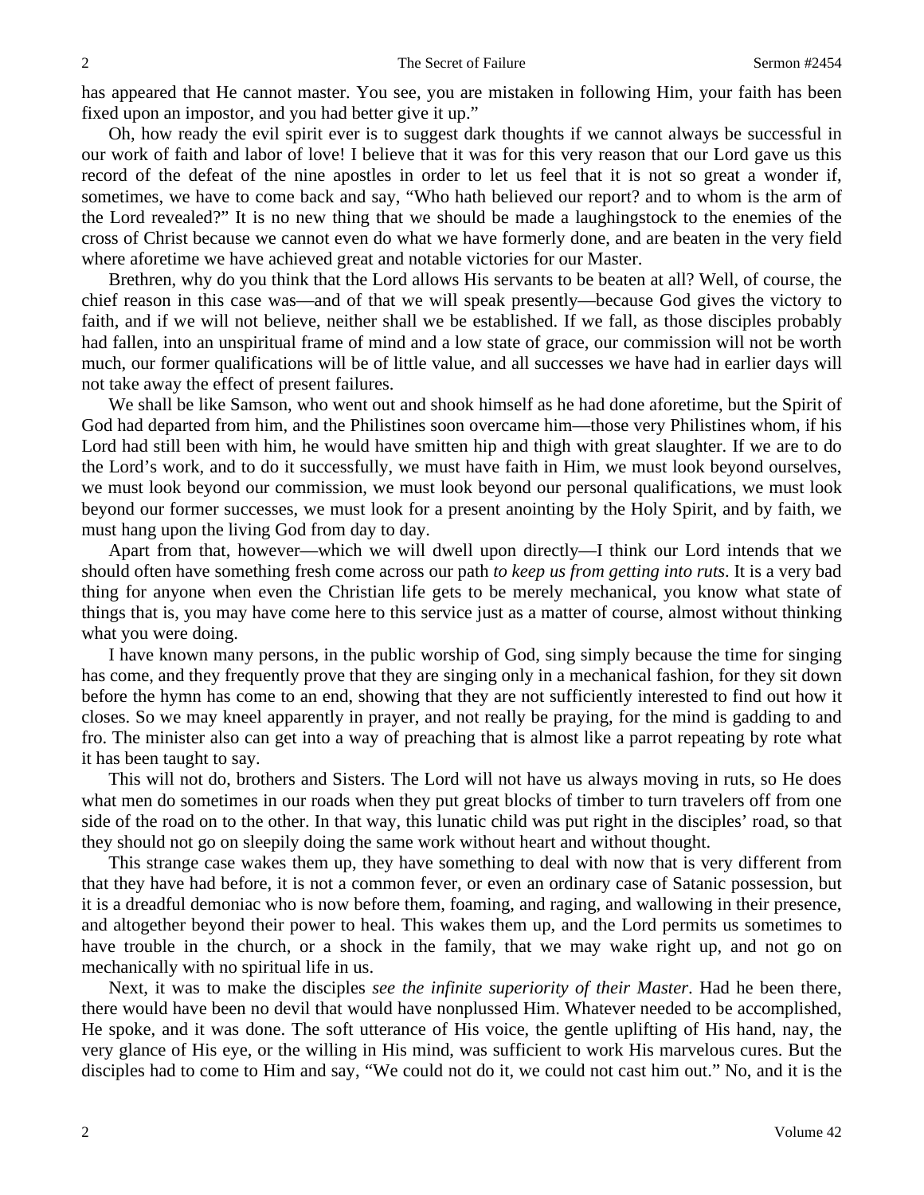has appeared that He cannot master. You see, you are mistaken in following Him, your faith has been fixed upon an impostor, and you had better give it up."

Oh, how ready the evil spirit ever is to suggest dark thoughts if we cannot always be successful in our work of faith and labor of love! I believe that it was for this very reason that our Lord gave us this record of the defeat of the nine apostles in order to let us feel that it is not so great a wonder if, sometimes, we have to come back and say, "Who hath believed our report? and to whom is the arm of the Lord revealed?" It is no new thing that we should be made a laughingstock to the enemies of the cross of Christ because we cannot even do what we have formerly done, and are beaten in the very field where aforetime we have achieved great and notable victories for our Master.

Brethren, why do you think that the Lord allows His servants to be beaten at all? Well, of course, the chief reason in this case was—and of that we will speak presently—because God gives the victory to faith, and if we will not believe, neither shall we be established. If we fall, as those disciples probably had fallen, into an unspiritual frame of mind and a low state of grace, our commission will not be worth much, our former qualifications will be of little value, and all successes we have had in earlier days will not take away the effect of present failures.

We shall be like Samson, who went out and shook himself as he had done aforetime, but the Spirit of God had departed from him, and the Philistines soon overcame him—those very Philistines whom, if his Lord had still been with him, he would have smitten hip and thigh with great slaughter. If we are to do the Lord's work, and to do it successfully, we must have faith in Him, we must look beyond ourselves, we must look beyond our commission, we must look beyond our personal qualifications, we must look beyond our former successes, we must look for a present anointing by the Holy Spirit, and by faith, we must hang upon the living God from day to day.

Apart from that, however—which we will dwell upon directly—I think our Lord intends that we should often have something fresh come across our path *to keep us from getting into ruts*. It is a very bad thing for anyone when even the Christian life gets to be merely mechanical, you know what state of things that is, you may have come here to this service just as a matter of course, almost without thinking what you were doing.

I have known many persons, in the public worship of God, sing simply because the time for singing has come, and they frequently prove that they are singing only in a mechanical fashion, for they sit down before the hymn has come to an end, showing that they are not sufficiently interested to find out how it closes. So we may kneel apparently in prayer, and not really be praying, for the mind is gadding to and fro. The minister also can get into a way of preaching that is almost like a parrot repeating by rote what it has been taught to say.

This will not do, brothers and Sisters. The Lord will not have us always moving in ruts, so He does what men do sometimes in our roads when they put great blocks of timber to turn travelers off from one side of the road on to the other. In that way, this lunatic child was put right in the disciples' road, so that they should not go on sleepily doing the same work without heart and without thought.

This strange case wakes them up, they have something to deal with now that is very different from that they have had before, it is not a common fever, or even an ordinary case of Satanic possession, but it is a dreadful demoniac who is now before them, foaming, and raging, and wallowing in their presence, and altogether beyond their power to heal. This wakes them up, and the Lord permits us sometimes to have trouble in the church, or a shock in the family, that we may wake right up, and not go on mechanically with no spiritual life in us.

Next, it was to make the disciples *see the infinite superiority of their Master*. Had he been there, there would have been no devil that would have nonplussed Him. Whatever needed to be accomplished, He spoke, and it was done. The soft utterance of His voice, the gentle uplifting of His hand, nay, the very glance of His eye, or the willing in His mind, was sufficient to work His marvelous cures. But the disciples had to come to Him and say, "We could not do it, we could not cast him out." No, and it is the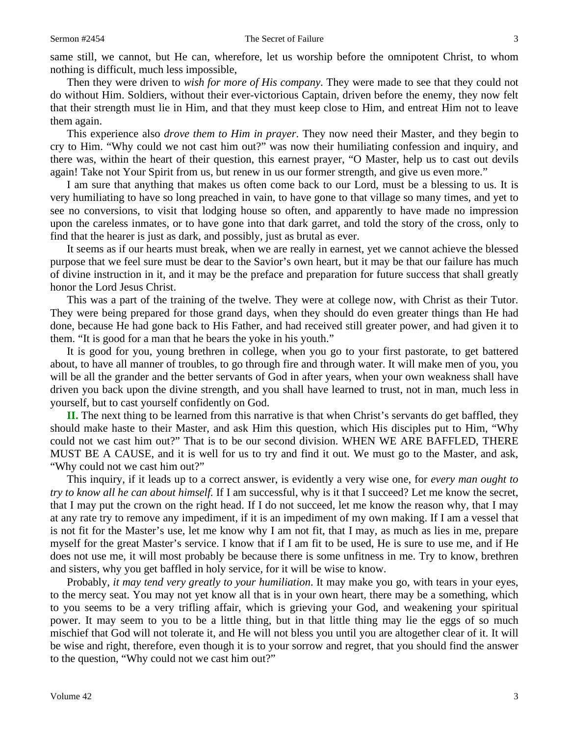same still, we cannot, but He can, wherefore, let us worship before the omnipotent Christ, to whom nothing is difficult, much less impossible,

Then they were driven to *wish for more of His company*. They were made to see that they could not do without Him. Soldiers, without their ever-victorious Captain, driven before the enemy, they now felt that their strength must lie in Him, and that they must keep close to Him, and entreat Him not to leave them again.

This experience also *drove them to Him in prayer*. They now need their Master, and they begin to cry to Him. "Why could we not cast him out?" was now their humiliating confession and inquiry, and there was, within the heart of their question, this earnest prayer, "O Master, help us to cast out devils again! Take not Your Spirit from us, but renew in us our former strength, and give us even more."

I am sure that anything that makes us often come back to our Lord, must be a blessing to us. It is very humiliating to have so long preached in vain, to have gone to that village so many times, and yet to see no conversions, to visit that lodging house so often, and apparently to have made no impression upon the careless inmates, or to have gone into that dark garret, and told the story of the cross, only to find that the hearer is just as dark, and possibly, just as brutal as ever.

It seems as if our hearts must break, when we are really in earnest, yet we cannot achieve the blessed purpose that we feel sure must be dear to the Savior's own heart, but it may be that our failure has much of divine instruction in it, and it may be the preface and preparation for future success that shall greatly honor the Lord Jesus Christ.

This was a part of the training of the twelve. They were at college now, with Christ as their Tutor. They were being prepared for those grand days, when they should do even greater things than He had done, because He had gone back to His Father, and had received still greater power, and had given it to them. "It is good for a man that he bears the yoke in his youth."

It is good for you, young brethren in college, when you go to your first pastorate, to get battered about, to have all manner of troubles, to go through fire and through water. It will make men of you, you will be all the grander and the better servants of God in after years, when your own weakness shall have driven you back upon the divine strength, and you shall have learned to trust, not in man, much less in yourself, but to cast yourself confidently on God.

**II.** The next thing to be learned from this narrative is that when Christ's servants do get baffled, they should make haste to their Master, and ask Him this question, which His disciples put to Him, "Why could not we cast him out?" That is to be our second division. WHEN WE ARE BAFFLED, THERE MUST BE A CAUSE, and it is well for us to try and find it out. We must go to the Master, and ask, "Why could not we cast him out?"

This inquiry, if it leads up to a correct answer, is evidently a very wise one, for *every man ought to try to know all he can about himself.* If I am successful, why is it that I succeed? Let me know the secret, that I may put the crown on the right head. If I do not succeed, let me know the reason why, that I may at any rate try to remove any impediment, if it is an impediment of my own making. If I am a vessel that is not fit for the Master's use, let me know why I am not fit, that I may, as much as lies in me, prepare myself for the great Master's service. I know that if I am fit to be used, He is sure to use me, and if He does not use me, it will most probably be because there is some unfitness in me. Try to know, brethren and sisters, why you get baffled in holy service, for it will be wise to know.

Probably, *it may tend very greatly to your humiliation*. It may make you go, with tears in your eyes, to the mercy seat. You may not yet know all that is in your own heart, there may be a something, which to you seems to be a very trifling affair, which is grieving your God, and weakening your spiritual power. It may seem to you to be a little thing, but in that little thing may lie the eggs of so much mischief that God will not tolerate it, and He will not bless you until you are altogether clear of it. It will be wise and right, therefore, even though it is to your sorrow and regret, that you should find the answer to the question, "Why could not we cast him out?"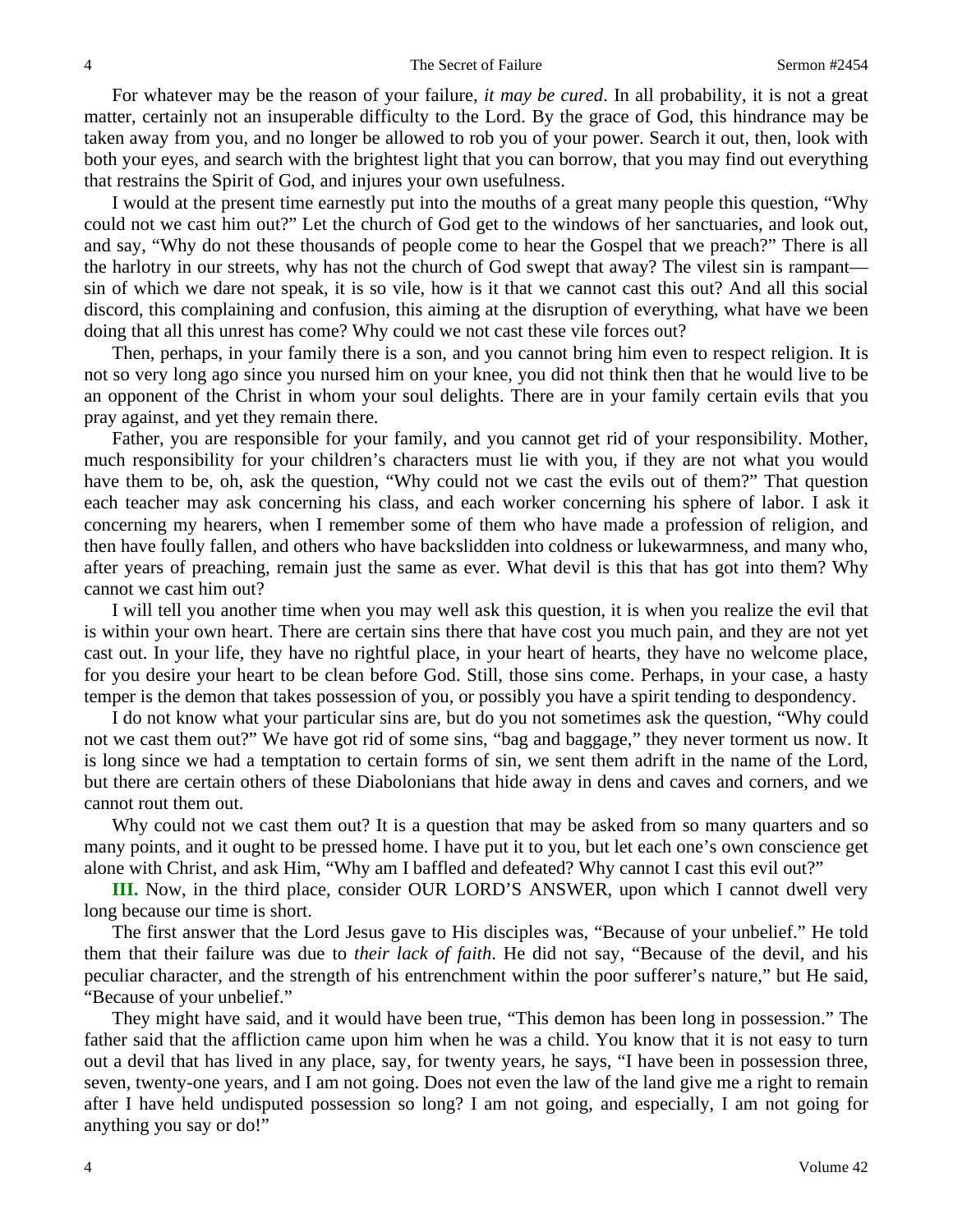For whatever may be the reason of your failure, *it may be cured*. In all probability, it is not a great matter, certainly not an insuperable difficulty to the Lord. By the grace of God, this hindrance may be taken away from you, and no longer be allowed to rob you of your power. Search it out, then, look with both your eyes, and search with the brightest light that you can borrow, that you may find out everything that restrains the Spirit of God, and injures your own usefulness.

I would at the present time earnestly put into the mouths of a great many people this question, "Why could not we cast him out?" Let the church of God get to the windows of her sanctuaries, and look out, and say, "Why do not these thousands of people come to hear the Gospel that we preach?" There is all the harlotry in our streets, why has not the church of God swept that away? The vilest sin is rampant—sin of which we dare not speak, it is so vile, how is it that we cannot cast this out? And all this social discord, this complaining and confusion, this aiming at the disruption of everything, what have we been doing that all this unrest has come? Why could we not cast these vile forces out?

Then, perhaps, in your family there is a son, and you cannot bring him even to respect religion. It is not so very long ago since you nursed him on your knee, you did not think then that he would live to be an opponent of the Christ in whom your soul delights. There are in your family certain evils that you pray against, and yet they remain there.

Father, you are responsible for your family, and you cannot get rid of your responsibility. Mother, much responsibility for your children's characters must lie with you, if they are not what you would have them to be, oh, ask the question, "Why could not we cast the evils out of them?" That question each teacher may ask concerning his class, and each worker concerning his sphere of labor. I ask it concerning my hearers, when I remember some of them who have made a profession of religion, and then have foully fallen, and others who have backslidden into coldness or lukewarmness, and many who, after years of preaching, remain just the same as ever. What devil is this that has got into them? Why cannot we cast him out?

I will tell you another time when you may well ask this question, it is when you realize the evil that is within your own heart. There are certain sins there that have cost you much pain, and they are not yet cast out. In your life, they have no rightful place, in your heart of hearts, they have no welcome place, for you desire your heart to be clean before God. Still, those sins come. Perhaps, in your case, a hasty temper is the demon that takes possession of you, or possibly you have a spirit tending to despondency.

I do not know what your particular sins are, but do you not sometimes ask the question, "Why could not we cast them out?" We have got rid of some sins, "bag and baggage," they never torment us now. It is long since we had a temptation to certain forms of sin, we sent them adrift in the name of the Lord, but there are certain others of these Diabolonians that hide away in dens and caves and corners, and we cannot rout them out.

Why could not we cast them out? It is a question that may be asked from so many quarters and so many points, and it ought to be pressed home. I have put it to you, but let each one's own conscience get alone with Christ, and ask Him, "Why am I baffled and defeated? Why cannot I cast this evil out?"

**III.** Now, in the third place, consider OUR LORD'S ANSWER, upon which I cannot dwell very long because our time is short.

The first answer that the Lord Jesus gave to His disciples was, "Because of your unbelief." He told them that their failure was due to *their lack of faith*. He did not say, "Because of the devil, and his peculiar character, and the strength of his entrenchment within the poor sufferer's nature," but He said, "Because of your unbelief."

They might have said, and it would have been true, "This demon has been long in possession." The father said that the affliction came upon him when he was a child. You know that it is not easy to turn out a devil that has lived in any place, say, for twenty years, he says, "I have been in possession three, seven, twenty-one years, and I am not going. Does not even the law of the land give me a right to remain after I have held undisputed possession so long? I am not going, and especially, I am not going for anything you say or do!"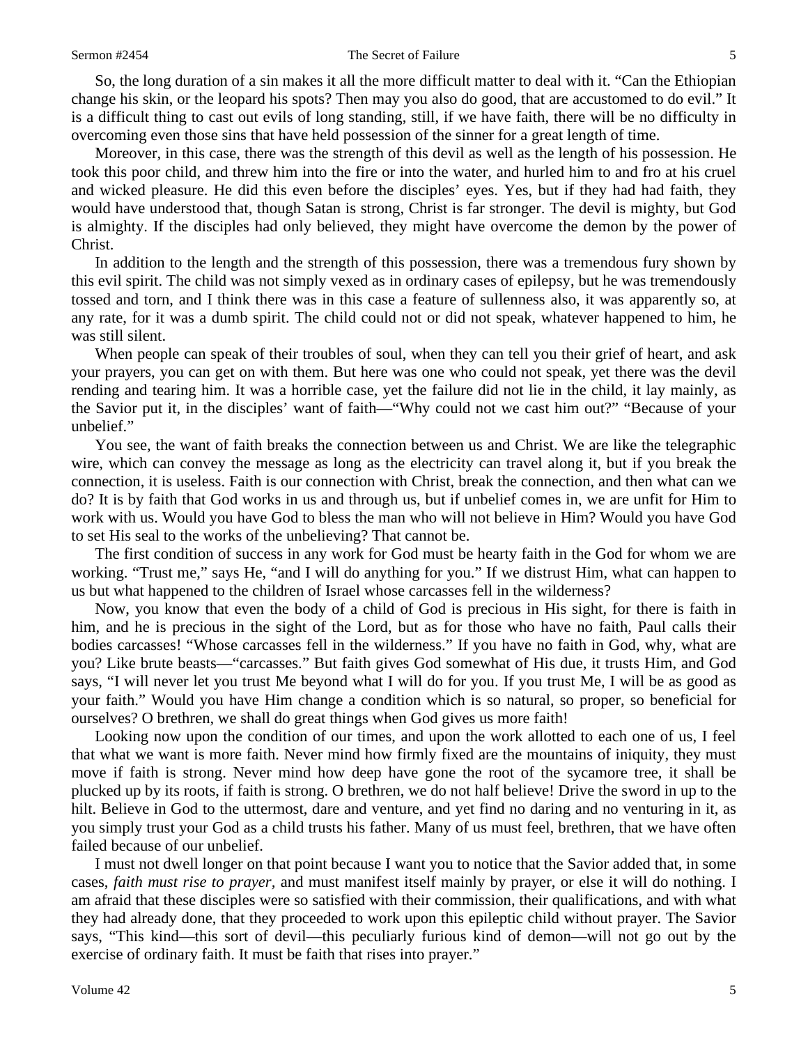So, the long duration of a sin makes it all the more difficult matter to deal with it. "Can the Ethiopian change his skin, or the leopard his spots? Then may you also do good, that are accustomed to do evil." It is a difficult thing to cast out evils of long standing, still, if we have faith, there will be no difficulty in overcoming even those sins that have held possession of the sinner for a great length of time.

Moreover, in this case, there was the strength of this devil as well as the length of his possession. He took this poor child, and threw him into the fire or into the water, and hurled him to and fro at his cruel and wicked pleasure. He did this even before the disciples' eyes. Yes, but if they had had faith, they would have understood that, though Satan is strong, Christ is far stronger. The devil is mighty, but God is almighty. If the disciples had only believed, they might have overcome the demon by the power of Christ.

In addition to the length and the strength of this possession, there was a tremendous fury shown by this evil spirit. The child was not simply vexed as in ordinary cases of epilepsy, but he was tremendously tossed and torn, and I think there was in this case a feature of sullenness also, it was apparently so, at any rate, for it was a dumb spirit. The child could not or did not speak, whatever happened to him, he was still silent.

When people can speak of their troubles of soul, when they can tell you their grief of heart, and ask your prayers, you can get on with them. But here was one who could not speak, yet there was the devil rending and tearing him. It was a horrible case, yet the failure did not lie in the child, it lay mainly, as the Savior put it, in the disciples' want of faith—"Why could not we cast him out?" "Because of your unbelief."

You see, the want of faith breaks the connection between us and Christ. We are like the telegraphic wire, which can convey the message as long as the electricity can travel along it, but if you break the connection, it is useless. Faith is our connection with Christ, break the connection, and then what can we do? It is by faith that God works in us and through us, but if unbelief comes in, we are unfit for Him to work with us. Would you have God to bless the man who will not believe in Him? Would you have God to set His seal to the works of the unbelieving? That cannot be.

The first condition of success in any work for God must be hearty faith in the God for whom we are working. "Trust me," says He, "and I will do anything for you." If we distrust Him, what can happen to us but what happened to the children of Israel whose carcasses fell in the wilderness?

Now, you know that even the body of a child of God is precious in His sight, for there is faith in him, and he is precious in the sight of the Lord, but as for those who have no faith, Paul calls their bodies carcasses! "Whose carcasses fell in the wilderness." If you have no faith in God, why, what are you? Like brute beasts—"carcasses." But faith gives God somewhat of His due, it trusts Him, and God says, "I will never let you trust Me beyond what I will do for you. If you trust Me, I will be as good as your faith." Would you have Him change a condition which is so natural, so proper, so beneficial for ourselves? O brethren, we shall do great things when God gives us more faith!

Looking now upon the condition of our times, and upon the work allotted to each one of us, I feel that what we want is more faith. Never mind how firmly fixed are the mountains of iniquity, they must move if faith is strong. Never mind how deep have gone the root of the sycamore tree, it shall be plucked up by its roots, if faith is strong. O brethren, we do not half believe! Drive the sword in up to the hilt. Believe in God to the uttermost, dare and venture, and yet find no daring and no venturing in it, as you simply trust your God as a child trusts his father. Many of us must feel, brethren, that we have often failed because of our unbelief.

I must not dwell longer on that point because I want you to notice that the Savior added that, in some cases, *faith must rise to prayer,* and must manifest itself mainly by prayer, or else it will do nothing. I am afraid that these disciples were so satisfied with their commission, their qualifications, and with what they had already done, that they proceeded to work upon this epileptic child without prayer. The Savior says, "This kind—this sort of devil—this peculiarly furious kind of demon—will not go out by the exercise of ordinary faith. It must be faith that rises into prayer."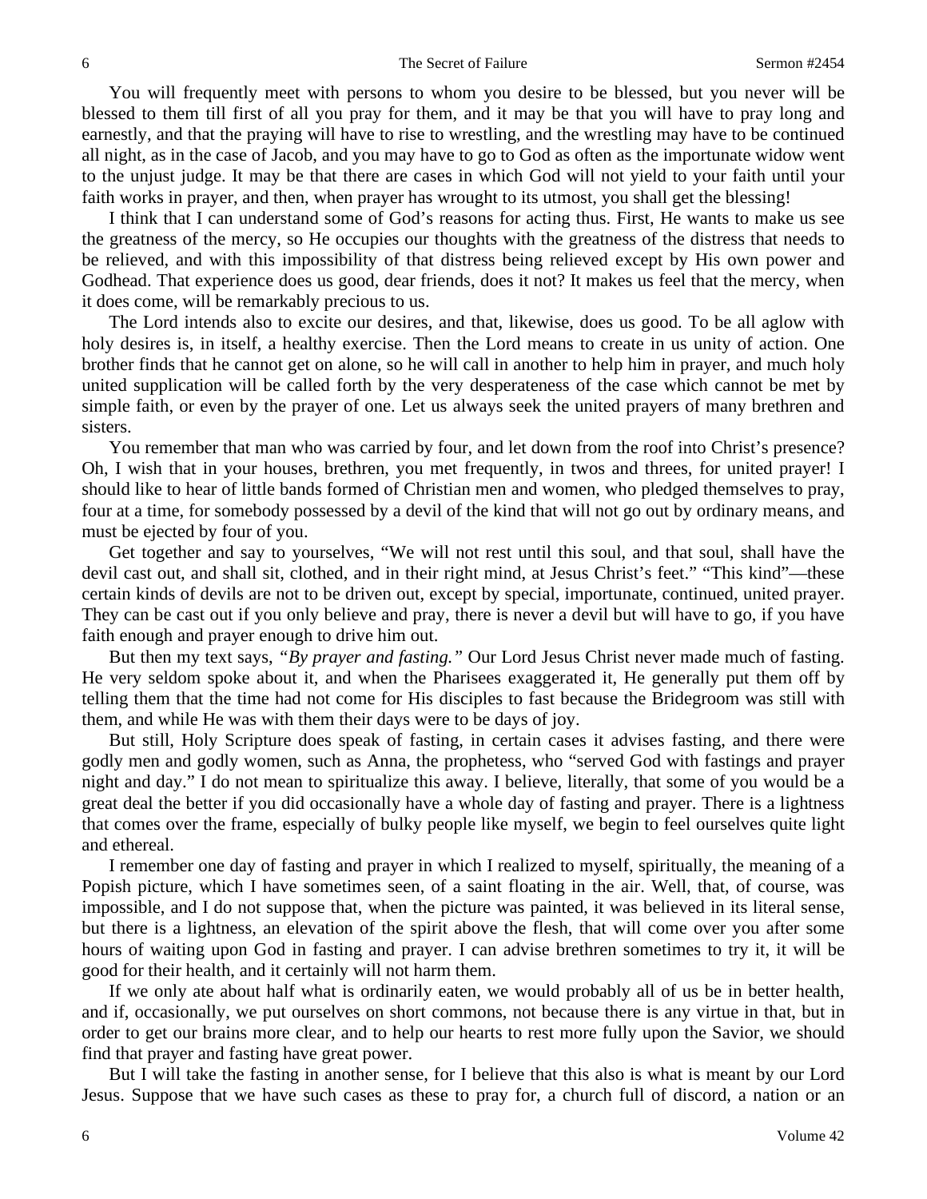You will frequently meet with persons to whom you desire to be blessed, but you never will be blessed to them till first of all you pray for them, and it may be that you will have to pray long and earnestly, and that the praying will have to rise to wrestling, and the wrestling may have to be continued all night, as in the case of Jacob, and you may have to go to God as often as the importunate widow went to the unjust judge. It may be that there are cases in which God will not yield to your faith until your faith works in prayer, and then, when prayer has wrought to its utmost, you shall get the blessing!

I think that I can understand some of God's reasons for acting thus. First, He wants to make us see the greatness of the mercy, so He occupies our thoughts with the greatness of the distress that needs to be relieved, and with this impossibility of that distress being relieved except by His own power and Godhead. That experience does us good, dear friends, does it not? It makes us feel that the mercy, when it does come, will be remarkably precious to us.

The Lord intends also to excite our desires, and that, likewise, does us good. To be all aglow with holy desires is, in itself, a healthy exercise. Then the Lord means to create in us unity of action. One brother finds that he cannot get on alone, so he will call in another to help him in prayer, and much holy united supplication will be called forth by the very desperateness of the case which cannot be met by simple faith, or even by the prayer of one. Let us always seek the united prayers of many brethren and sisters.

You remember that man who was carried by four, and let down from the roof into Christ's presence? Oh, I wish that in your houses, brethren, you met frequently, in twos and threes, for united prayer! I should like to hear of little bands formed of Christian men and women, who pledged themselves to pray, four at a time, for somebody possessed by a devil of the kind that will not go out by ordinary means, and must be ejected by four of you.

Get together and say to yourselves, "We will not rest until this soul, and that soul, shall have the devil cast out, and shall sit, clothed, and in their right mind, at Jesus Christ's feet." "This kind"—these certain kinds of devils are not to be driven out, except by special, importunate, continued, united prayer. They can be cast out if you only believe and pray, there is never a devil but will have to go, if you have faith enough and prayer enough to drive him out.

But then my text says, *"By prayer and fasting."* Our Lord Jesus Christ never made much of fasting. He very seldom spoke about it, and when the Pharisees exaggerated it, He generally put them off by telling them that the time had not come for His disciples to fast because the Bridegroom was still with them, and while He was with them their days were to be days of joy.

But still, Holy Scripture does speak of fasting, in certain cases it advises fasting, and there were godly men and godly women, such as Anna, the prophetess, who "served God with fastings and prayer night and day." I do not mean to spiritualize this away. I believe, literally, that some of you would be a great deal the better if you did occasionally have a whole day of fasting and prayer. There is a lightness that comes over the frame, especially of bulky people like myself, we begin to feel ourselves quite light and ethereal.

I remember one day of fasting and prayer in which I realized to myself, spiritually, the meaning of a Popish picture, which I have sometimes seen, of a saint floating in the air. Well, that, of course, was impossible, and I do not suppose that, when the picture was painted, it was believed in its literal sense, but there is a lightness, an elevation of the spirit above the flesh, that will come over you after some hours of waiting upon God in fasting and prayer. I can advise brethren sometimes to try it, it will be good for their health, and it certainly will not harm them.

If we only ate about half what is ordinarily eaten, we would probably all of us be in better health, and if, occasionally, we put ourselves on short commons, not because there is any virtue in that, but in order to get our brains more clear, and to help our hearts to rest more fully upon the Savior, we should find that prayer and fasting have great power.

But I will take the fasting in another sense, for I believe that this also is what is meant by our Lord Jesus. Suppose that we have such cases as these to pray for, a church full of discord, a nation or an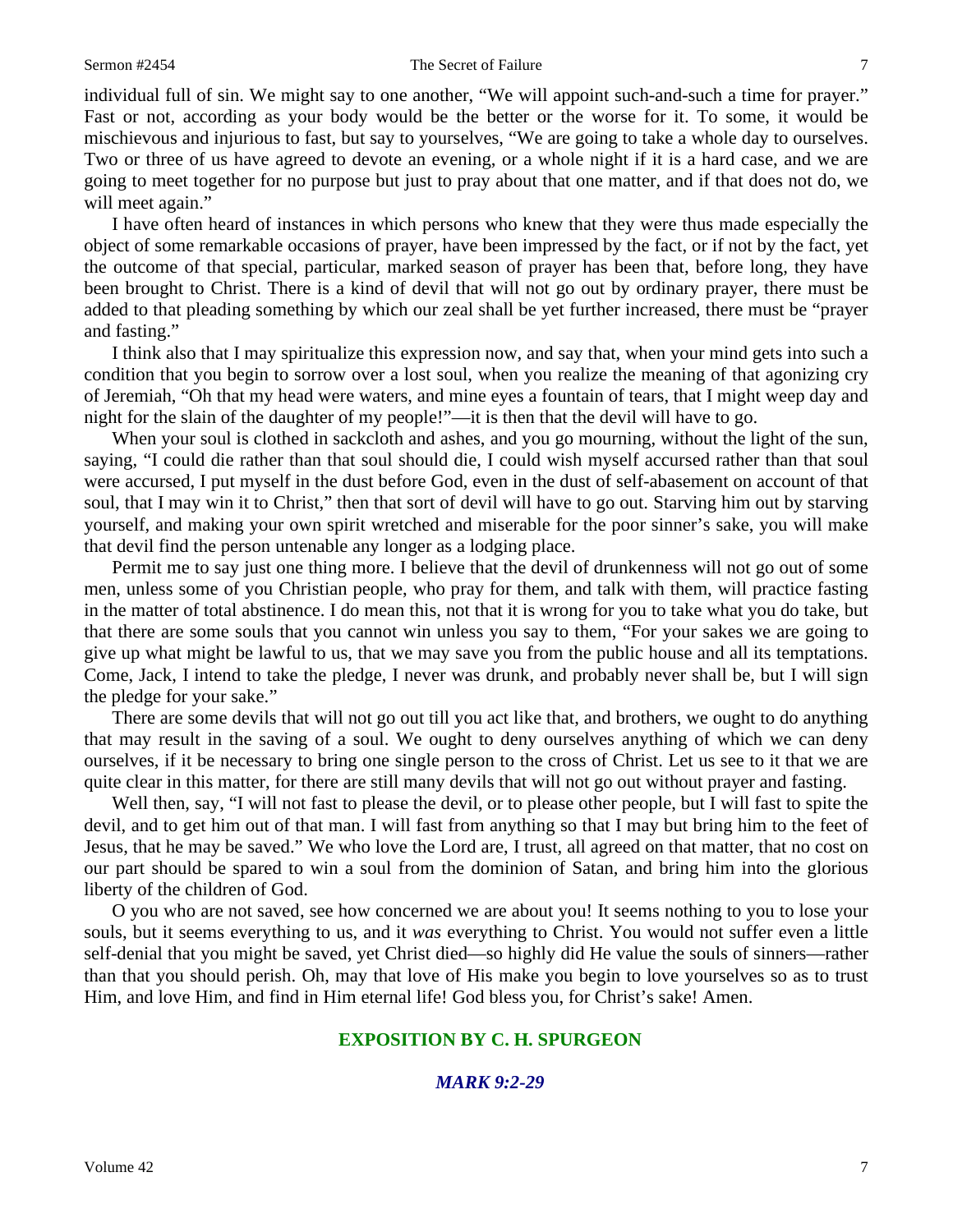individual full of sin. We might say to one another, "We will appoint such-and-such a time for prayer." Fast or not, according as your body would be the better or the worse for it. To some, it would be mischievous and injurious to fast, but say to yourselves, "We are going to take a whole day to ourselves. Two or three of us have agreed to devote an evening, or a whole night if it is a hard case, and we are going to meet together for no purpose but just to pray about that one matter, and if that does not do, we will meet again."

I have often heard of instances in which persons who knew that they were thus made especially the object of some remarkable occasions of prayer, have been impressed by the fact, or if not by the fact, yet the outcome of that special, particular, marked season of prayer has been that, before long, they have been brought to Christ. There is a kind of devil that will not go out by ordinary prayer, there must be added to that pleading something by which our zeal shall be yet further increased, there must be "prayer and fasting."

I think also that I may spiritualize this expression now, and say that, when your mind gets into such a condition that you begin to sorrow over a lost soul, when you realize the meaning of that agonizing cry of Jeremiah, "Oh that my head were waters, and mine eyes a fountain of tears, that I might weep day and night for the slain of the daughter of my people!"—it is then that the devil will have to go.

When your soul is clothed in sackcloth and ashes, and you go mourning, without the light of the sun, saying, "I could die rather than that soul should die, I could wish myself accursed rather than that soul were accursed, I put myself in the dust before God, even in the dust of self-abasement on account of that soul, that I may win it to Christ," then that sort of devil will have to go out. Starving him out by starving yourself, and making your own spirit wretched and miserable for the poor sinner's sake, you will make that devil find the person untenable any longer as a lodging place.

Permit me to say just one thing more. I believe that the devil of drunkenness will not go out of some men, unless some of you Christian people, who pray for them, and talk with them, will practice fasting in the matter of total abstinence. I do mean this, not that it is wrong for you to take what you do take, but that there are some souls that you cannot win unless you say to them, "For your sakes we are going to give up what might be lawful to us, that we may save you from the public house and all its temptations. Come, Jack, I intend to take the pledge, I never was drunk, and probably never shall be, but I will sign the pledge for your sake."

There are some devils that will not go out till you act like that, and brothers, we ought to do anything that may result in the saving of a soul. We ought to deny ourselves anything of which we can deny ourselves, if it be necessary to bring one single person to the cross of Christ. Let us see to it that we are quite clear in this matter, for there are still many devils that will not go out without prayer and fasting.

Well then, say, "I will not fast to please the devil, or to please other people, but I will fast to spite the devil, and to get him out of that man. I will fast from anything so that I may but bring him to the feet of Jesus, that he may be saved." We who love the Lord are, I trust, all agreed on that matter, that no cost on our part should be spared to win a soul from the dominion of Satan, and bring him into the glorious liberty of the children of God.

O you who are not saved, see how concerned we are about you! It seems nothing to you to lose your souls, but it seems everything to us, and it *was* everything to Christ. You would not suffer even a little self-denial that you might be saved, yet Christ died—so highly did He value the souls of sinners—rather than that you should perish. Oh, may that love of His make you begin to love yourselves so as to trust Him, and love Him, and find in Him eternal life! God bless you, for Christ's sake! Amen.

## EXPOSITION BY C. H. SPURGEON

### *MARK 9:2-29*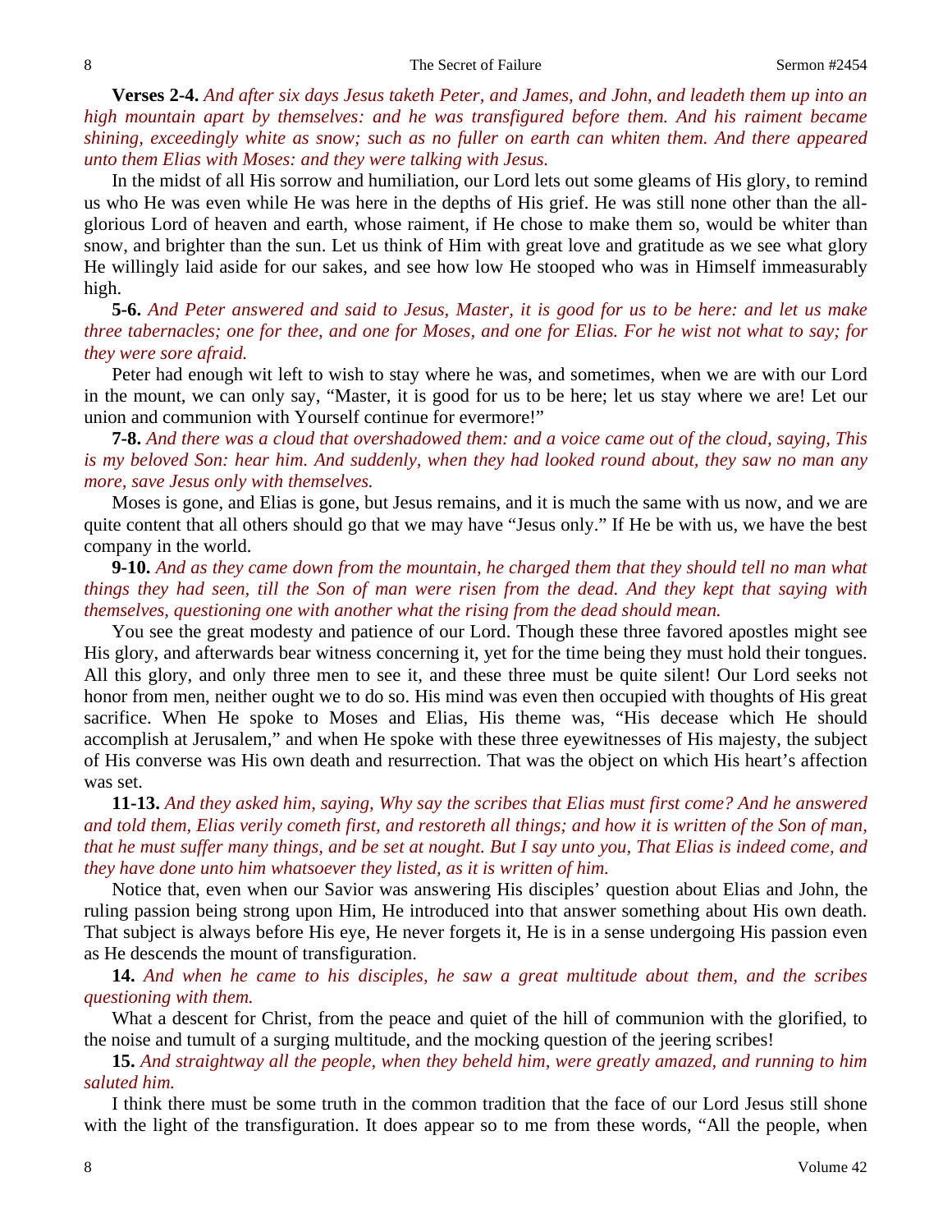**Verses 2-4.** *And after six days Jesus taketh Peter, and James, and John, and leadeth them up into an high mountain apart by themselves: and he was transfigured before them. And his raiment became shining, exceedingly white as snow; such as no fuller on earth can whiten them. And there appeared unto them Elias with Moses: and they were talking with Jesus.*

In the midst of all His sorrow and humiliation, our Lord lets out some gleams of His glory, to remind us who He was even while He was here in the depths of His grief. He was still none other than the all-glorious Lord of heaven and earth, whose raiment, if He chose to make them so, would be whiter than snow, and brighter than the sun. Let us think of Him with great love and gratitude as we see what glory He willingly laid aside for our sakes, and see how low He stooped who was in Himself immeasurably high.

**5-6.** *And Peter answered and said to Jesus, Master, it is good for us to be here: and let us make three tabernacles; one for thee, and one for Moses, and one for Elias. For he wist not what to say; for they were sore afraid.*

Peter had enough wit left to wish to stay where he was, and sometimes, when we are with our Lord in the mount, we can only say, "Master, it is good for us to be here; let us stay where we are! Let our union and communion with Yourself continue for evermore!"

**7-8.** *And there was a cloud that overshadowed them: and a voice came out of the cloud, saying, This is my beloved Son: hear him. And suddenly, when they had looked round about, they saw no man any more, save Jesus only with themselves.*

Moses is gone, and Elias is gone, but Jesus remains, and it is much the same with us now, and we are quite content that all others should go that we may have "Jesus only." If He be with us, we have the best company in the world.

**9-10.** *And as they came down from the mountain, he charged them that they should tell no man what things they had seen, till the Son of man were risen from the dead. And they kept that saying with themselves, questioning one with another what the rising from the dead should mean.*

You see the great modesty and patience of our Lord. Though these three favored apostles might see His glory, and afterwards bear witness concerning it, yet for the time being they must hold their tongues. All this glory, and only three men to see it, and these three must be quite silent! Our Lord seeks not honor from men, neither ought we to do so. His mind was even then occupied with thoughts of His great sacrifice. When He spoke to Moses and Elias, His theme was, "His decease which He should accomplish at Jerusalem," and when He spoke with these three eyewitnesses of His majesty, the subject of His converse was His own death and resurrection. That was the object on which His heart's affection was set.

**11-13.** *And they asked him, saying, Why say the scribes that Elias must first come? And he answered and told them, Elias verily cometh first, and restoreth all things; and how it is written of the Son of man, that he must suffer many things, and be set at nought. But I say unto you, That Elias is indeed come, and they have done unto him whatsoever they listed, as it is written of him.*

Notice that, even when our Savior was answering His disciples' question about Elias and John, the ruling passion being strong upon Him, He introduced into that answer something about His own death. That subject is always before His eye, He never forgets it, He is in a sense undergoing His passion even as He descends the mount of transfiguration.

**14.** *And when he came to his disciples, he saw a great multitude about them, and the scribes questioning with them.*

What a descent for Christ, from the peace and quiet of the hill of communion with the glorified, to the noise and tumult of a surging multitude, and the mocking question of the jeering scribes!

**15.** *And straightway all the people, when they beheld him, were greatly amazed, and running to him saluted him.*

I think there must be some truth in the common tradition that the face of our Lord Jesus still shone with the light of the transfiguration. It does appear so to me from these words, "All the people, when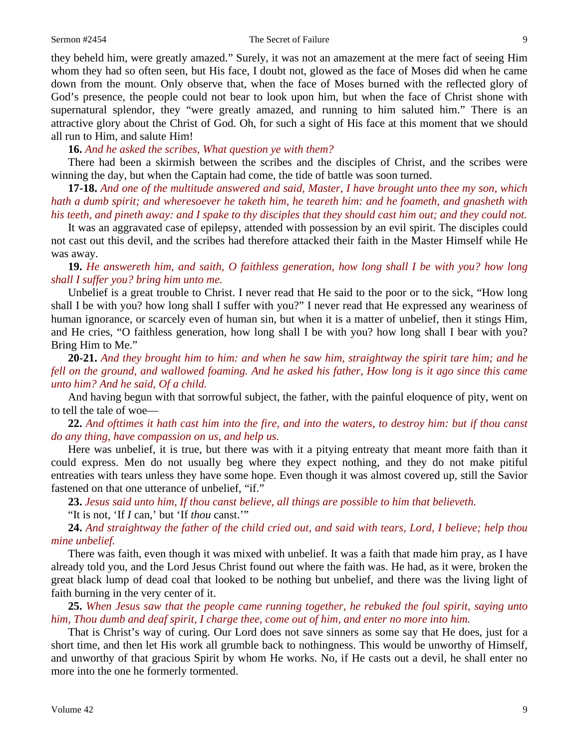they beheld him, were greatly amazed." Surely, it was not an amazement at the mere fact of seeing Him whom they had so often seen, but His face, I doubt not, glowed as the face of Moses did when he came down from the mount. Only observe that, when the face of Moses burned with the reflected glory of God's presence, the people could not bear to look upon him, but when the face of Christ shone with supernatural splendor, they "were greatly amazed, and running to him saluted him." There is an attractive glory about the Christ of God. Oh, for such a sight of His face at this moment that we should all run to Him, and salute Him!

**16.** *And he asked the scribes, What question ye with them?*

There had been a skirmish between the scribes and the disciples of Christ, and the scribes were winning the day, but when the Captain had come, the tide of battle was soon turned.

**17-18.** *And one of the multitude answered and said, Master, I have brought unto thee my son, which hath a dumb spirit; and wheresoever he taketh him, he teareth him: and he foameth, and gnasheth with his teeth, and pineth away: and I spake to thy disciples that they should cast him out; and they could not.*

It was an aggravated case of epilepsy, attended with possession by an evil spirit. The disciples could not cast out this devil, and the scribes had therefore attacked their faith in the Master Himself while He was away.

**19.** *He answereth him, and saith, O faithless generation, how long shall I be with you? how long shall I suffer you? bring him unto me.*

Unbelief is a great trouble to Christ. I never read that He said to the poor or to the sick, "How long shall I be with you? how long shall I suffer with you?" I never read that He expressed any weariness of human ignorance, or scarcely even of human sin, but when it is a matter of unbelief, then it stings Him, and He cries, "O faithless generation, how long shall I be with you? how long shall I bear with you? Bring Him to Me."

**20-21.** *And they brought him to him: and when he saw him, straightway the spirit tare him; and he fell on the ground, and wallowed foaming. And he asked his father, How long is it ago since this came unto him? And he said, Of a child.*

And having begun with that sorrowful subject, the father, with the painful eloquence of pity, went on to tell the tale of woe—

**22.** *And ofttimes it hath cast him into the fire, and into the waters, to destroy him: but if thou canst do any thing, have compassion on us, and help us.*

Here was unbelief, it is true, but there was with it a pitying entreaty that meant more faith than it could express. Men do not usually beg where they expect nothing, and they do not make pitiful entreaties with tears unless they have some hope. Even though it was almost covered up, still the Savior fastened on that one utterance of unbelief, "if."

**23.** *Jesus said unto him, If thou canst believe, all things are possible to him that believeth.*

"It is not, 'If *I* can,' but 'If *thou* canst.'"

**24.** *And straightway the father of the child cried out, and said with tears, Lord, I believe; help thou mine unbelief.*

There was faith, even though it was mixed with unbelief. It was a faith that made him pray, as I have already told you, and the Lord Jesus Christ found out where the faith was. He had, as it were, broken the great black lump of dead coal that looked to be nothing but unbelief, and there was the living light of faith burning in the very center of it.

**25.** *When Jesus saw that the people came running together, he rebuked the foul spirit, saying unto him, Thou dumb and deaf spirit, I charge thee, come out of him, and enter no more into him.*

That is Christ's way of curing. Our Lord does not save sinners as some say that He does, just for a short time, and then let His work all grumble back to nothingness. This would be unworthy of Himself, and unworthy of that gracious Spirit by whom He works. No, if He casts out a devil, he shall enter no more into the one he formerly tormented.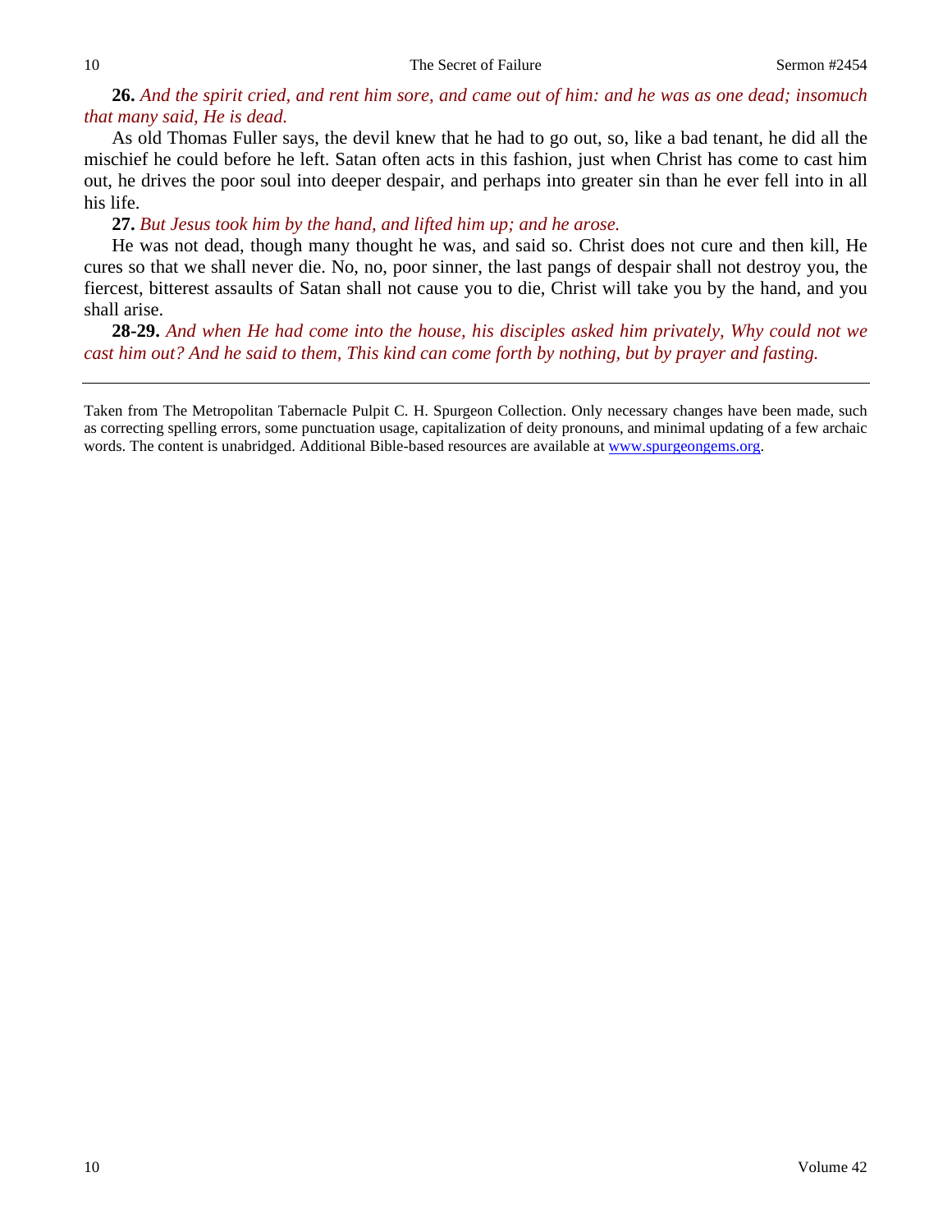**26.** *And the spirit cried, and rent him sore, and came out of him: and he was as one dead; insomuch that many said, He is dead.*

As old Thomas Fuller says, the devil knew that he had to go out, so, like a bad tenant, he did all the mischief he could before he left. Satan often acts in this fashion, just when Christ has come to cast him out, he drives the poor soul into deeper despair, and perhaps into greater sin than he ever fell into in all his life.

**27.** *But Jesus took him by the hand, and lifted him up; and he arose.*

He was not dead, though many thought he was, and said so. Christ does not cure and then kill, He cures so that we shall never die. No, no, poor sinner, the last pangs of despair shall not destroy you, the fiercest, bitterest assaults of Satan shall not cause you to die, Christ will take you by the hand, and you shall arise.

**28-29.** *And when He had come into the house, his disciples asked him privately, Why could not we cast him out? And he said to them, This kind can come forth by nothing, but by prayer and fasting.*

---

Taken from The Metropolitan Tabernacle Pulpit C. H. Spurgeon Collection. Only necessary changes have been made, such as correcting spelling errors, some punctuation usage, capitalization of deity pronouns, and minimal updating of a few archaic words. The content is unabridged. Additional Bible-based resources are available at www.spurgeongems.org.